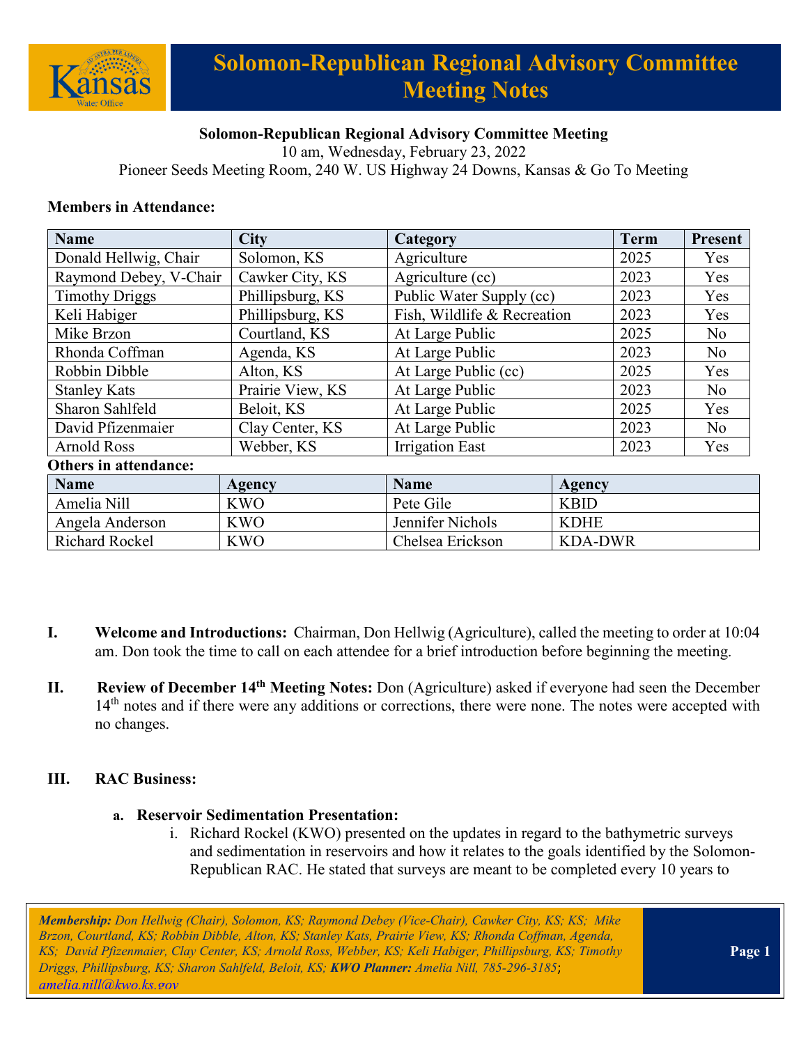# Solomon-Republican Regional Advisory Committee Meeting Notes

**Solomon-Republican Regional Advisory Committee Meeting**
10 am, Wednesday, February 23, 2022
Pioneer Seeds Meeting Room, 240 W. US Highway 24 Downs, Kansas & Go To Meeting

**Members in Attendance:**

| Name | City | Category | Term | Present |
|---|---|---|---|---|
| Donald Hellwig, Chair | Solomon, KS | Agriculture | 2025 | Yes |
| Raymond Debey, V-Chair | Cawker City, KS | Agriculture (cc) | 2023 | Yes |
| Timothy Driggs | Phillipsburg, KS | Public Water Supply (cc) | 2023 | Yes |
| Keli Habiger | Phillipsburg, KS | Fish, Wildlife & Recreation | 2023 | Yes |
| Mike Brzon | Courtland, KS | At Large Public | 2025 | No |
| Rhonda Coffman | Agenda, KS | At Large Public | 2023 | No |
| Robbin Dibble | Alton, KS | At Large Public (cc) | 2025 | Yes |
| Stanley Kats | Prairie View, KS | At Large Public | 2023 | No |
| Sharon Sahlfeld | Beloit, KS | At Large Public | 2025 | Yes |
| David Pfizenmaier | Clay Center, KS | At Large Public | 2023 | No |
| Arnold Ross | Webber, KS | Irrigation East | 2023 | Yes |

**Others in attendance:**

| Name | Agency | Name | Agency |
|---|---|---|---|
| Amelia Nill | KWO | Pete Gile | KBID |
| Angela Anderson | KWO | Jennifer Nichols | KDHE |
| Richard Rockel | KWO | Chelsea Erickson | KDA-DWR |

I. **Welcome and Introductions:** Chairman, Don Hellwig (Agriculture), called the meeting to order at 10:04 am. Don took the time to call on each attendee for a brief introduction before beginning the meeting.

II. **Review of December 14th Meeting Notes:** Don (Agriculture) asked if everyone had seen the December 14th notes and if there were any additions or corrections, there were none. The notes were accepted with no changes.

III. **RAC Business:**

a. **Reservoir Sedimentation Presentation:**

i. Richard Rockel (KWO) presented on the updates in regard to the bathymetric surveys and sedimentation in reservoirs and how it relates to the goals identified by the Solomon-Republican RAC. He stated that surveys are meant to be completed every 10 years to

*Membership: Don Hellwig (Chair), Solomon, KS; Raymond Debey (Vice-Chair), Cawker City, KS; KS; Mike Brzon, Courtland, KS; Robbin Dibble, Alton, KS; Stanley Kats, Prairie View, KS; Rhonda Coffman, Agenda, KS; David Pfizenmaier, Clay Center, KS; Arnold Ross, Webber, KS; Keli Habiger, Phillipsburg, KS; Timothy Driggs, Phillipsburg, KS; Sharon Sahlfeld, Beloit, KS;* ***KWO Planner:*** *Amelia Nill, 785-296-3185; amelia.nill@kwo.ks.gov*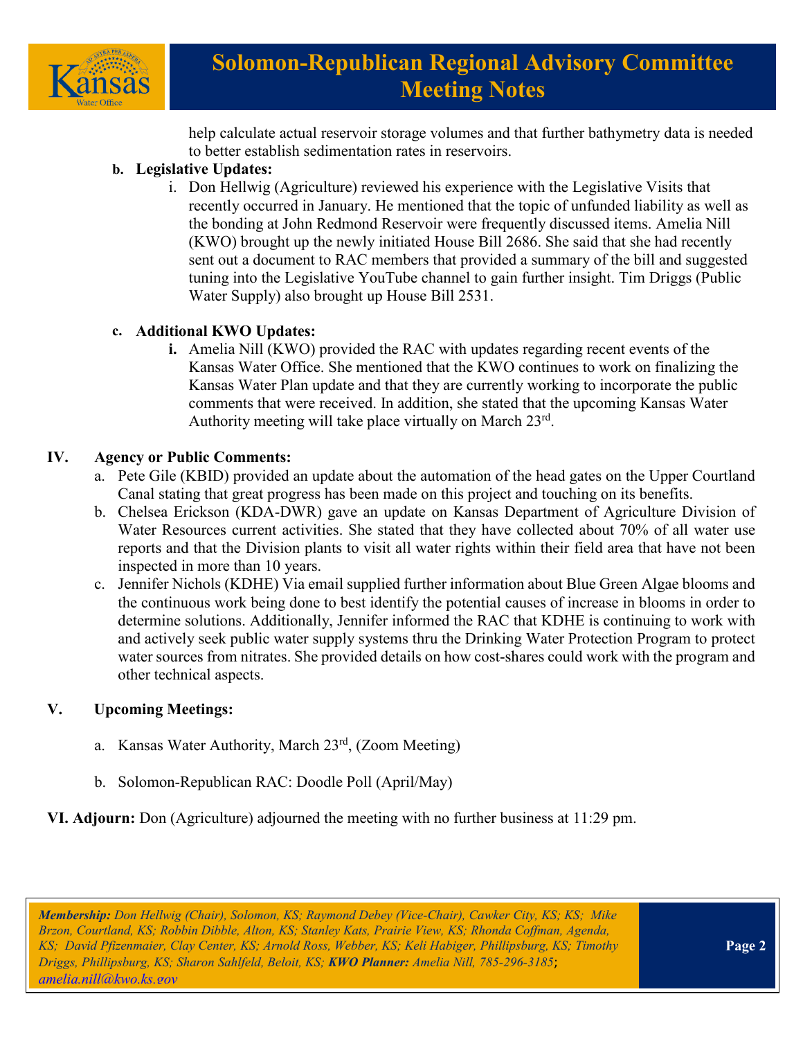help calculate actual reservoir storage volumes and that further bathymetry data is needed to better establish sedimentation rates in reservoirs.

**b. Legislative Updates:**

i. Don Hellwig (Agriculture) reviewed his experience with the Legislative Visits that recently occurred in January. He mentioned that the topic of unfunded liability as well as the bonding at John Redmond Reservoir were frequently discussed items. Amelia Nill (KWO) brought up the newly initiated House Bill 2686. She said that she had recently sent out a document to RAC members that provided a summary of the bill and suggested tuning into the Legislative YouTube channel to gain further insight. Tim Driggs (Public Water Supply) also brought up House Bill 2531.

**c. Additional KWO Updates:**

**i.** Amelia Nill (KWO) provided the RAC with updates regarding recent events of the Kansas Water Office. She mentioned that the KWO continues to work on finalizing the Kansas Water Plan update and that they are currently working to incorporate the public comments that were received. In addition, she stated that the upcoming Kansas Water Authority meeting will take place virtually on March 23rd.

## IV. Agency or Public Comments:

a. Pete Gile (KBID) provided an update about the automation of the head gates on the Upper Courtland Canal stating that great progress has been made on this project and touching on its benefits.

b. Chelsea Erickson (KDA-DWR) gave an update on Kansas Department of Agriculture Division of Water Resources current activities. She stated that they have collected about 70% of all water use reports and that the Division plants to visit all water rights within their field area that have not been inspected in more than 10 years.

c. Jennifer Nichols (KDHE) Via email supplied further information about Blue Green Algae blooms and the continuous work being done to best identify the potential causes of increase in blooms in order to determine solutions. Additionally, Jennifer informed the RAC that KDHE is continuing to work with and actively seek public water supply systems thru the Drinking Water Protection Program to protect water sources from nitrates. She provided details on how cost-shares could work with the program and other technical aspects.

## V. Upcoming Meetings:

a. Kansas Water Authority, March 23rd, (Zoom Meeting)

b. Solomon-Republican RAC: Doodle Poll (April/May)

**VI. Adjourn:** Don (Agriculture) adjourned the meeting with no further business at 11:29 pm.

***Membership:** Don Hellwig (Chair), Solomon, KS; Raymond Debey (Vice-Chair), Cawker City, KS; KS; Mike Brzon, Courtland, KS; Robbin Dibble, Alton, KS; Stanley Kats, Prairie View, KS; Rhonda Coffman, Agenda, KS; David Pfizenmaier, Clay Center, KS; Arnold Ross, Webber, KS; Keli Habiger, Phillipsburg, KS; Timothy Driggs, Phillipsburg, KS; Sharon Sahlfeld, Beloit, KS; **KWO Planner:** Amelia Nill, 785-296-3185; amelia.nill@kwo.ks.gov*